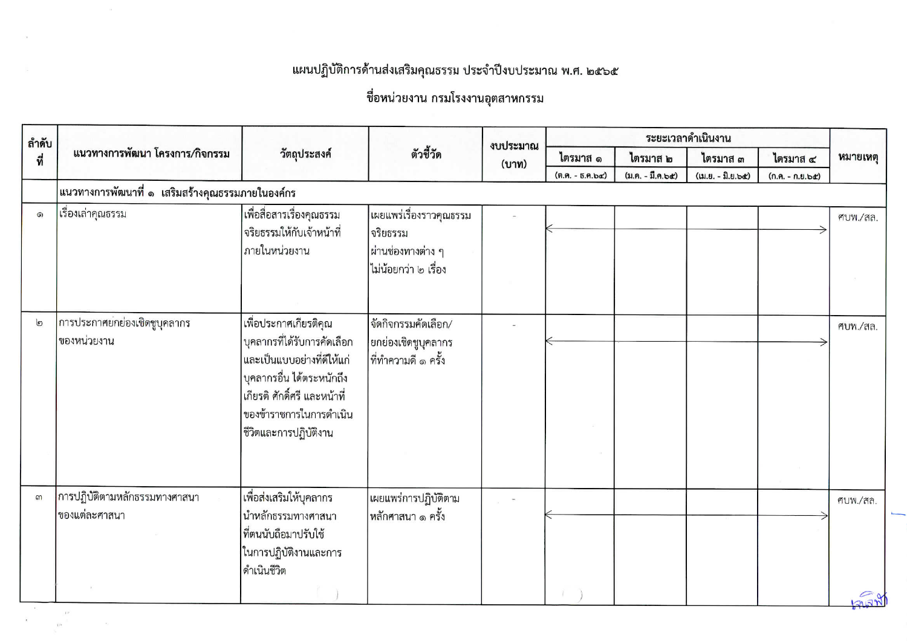# แผนปฏิบัติการด้านส่งเสริมคุณธรรม ประจำปีงบประมาณ พ.ศ. ๒๕๖๕

## ชื่อหน่วยงาน กรมโรงงานอุตสาหกรรม

| ลำดับที่ | แนวทางการพัฒนา โครงการ/กิจกรรม | วัตถุประสงค์ | ตัวชี้วัด | งบประมาณ (บาท) | ระยะเวลาดำเนินงาน | | | | หมายเหตุ |
|---|---|---|---|---|---|---|---|---|---|
| | | | | | ไตรมาส ๑ (ต.ค. - ธ.ค.๖๔) | ไตรมาส ๒ (ม.ค. - มี.ค.๖๕) | ไตรมาส ๓ (เม.ย. - มิ.ย.๖๕) | ไตรมาส ๔ (ก.ค. - ก.ย.๖๕) | |
| | **แนวทางการพัฒนาที่ ๑ เสริมสร้างคุณธรรมภายในองค์กร** | | | | | | | | |
| ๑ | เรื่องเล่าคุณธรรม | เพื่อสื่อสารเรื่องคุณธรรมจริยธรรมให้กับเจ้าหน้าที่ภายในหน่วยงาน | เผยแพร่เรื่องราวคุณธรรมจริยธรรม ผ่านช่องทางต่าง ๆ ไม่น้อยกว่า ๒ เรื่อง | - | ← | | | → | ศบพ./สล. |
| ๒ | การประกาศยกย่องเชิดชูบุคลากรของหน่วยงาน | เพื่อประกาศเกียรติคุณบุคลากรที่ได้รับการคัดเลือกและเป็นแบบอย่างที่ดีให้แก่บุคลากรอื่น ได้ตระหนักถึงเกียรติ ศักดิ์ศรี และหน้าที่ของข้าราชการในการดำเนินชีวิตและการปฏิบัติงาน | จัดกิจกรรมคัดเลือก/ยกย่องเชิดชูบุคลากรที่ทำความดี ๑ ครั้ง | - | ← | | | → | ศบพ./สล. |
| ๓ | การปฏิบัติตามหลักธรรมทางศาสนาของแต่ละศาสนา | เพื่อส่งเสริมให้บุคลากรนำหลักธรรมทางศาสนาที่ตนนับถือมาปรับใช้ในการปฏิบัติงานและการดำเนินชีวิต | เผยแพร่การปฏิบัติตามหลักศาสนา ๑ ครั้ง | - | ← | | | → | ศบพ./สล. |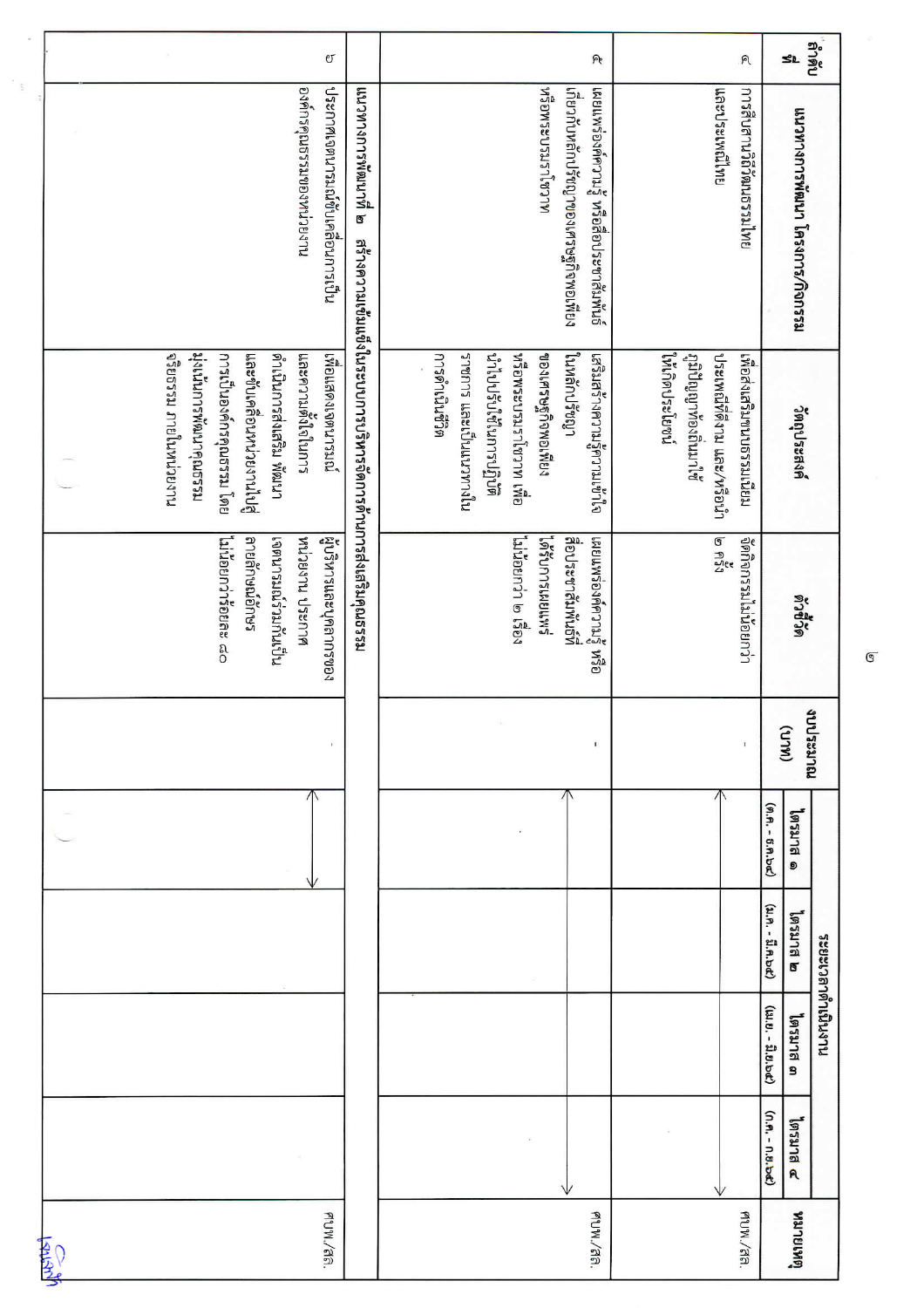| ลำดับที่ | มาตรการพัฒนา โครงการ/กิจกรรม | วัตถุประสงค์ | ตัวชี้วัด | งบประมาณ (บาท) | ระยะเวลาดำเนินงาน | | | | หมายเหตุ |
|---|---|---|---|---|---|---|---|---|---|
| | | | | | ไตรมาส ๑ (ต.ค. - ธ.ค.๖๗) | ไตรมาส ๒ (ม.ค. - มี.ค.๖๘) | ไตรมาส ๓ (เม.ย. - มิ.ย.๖๘) | ไตรมาส ๔ (ก.ค. - ก.ย.๖๘) | |
| ๓ | การสืบสานวัฒนธรรมไทยและประเพณีไทย | เพื่อส่งเสริมขนบธรรมเนียม ประเพณีอันดีงาม และ/หรือนำภูมิปัญญาท้องถิ่นมาใช้ให้เกิดประโยชน์ | จัดกิจกรรมไม่น้อยกว่า ๑ ครั้ง | - | ←――――――――――――――――――――――――――――→ | | | | สนพ./สด. |
| ๔ | เผยแพร่องค์ความรู้ หรือสื่อประชาสัมพันธ์เกี่ยวกับหลักปรัชญาของเศรษฐกิจพอเพียง หรือพระบรมราโชวาท | เสริมสร้างความรู้ความเข้าใจในหลักปรัชญาของเศรษฐกิจพอเพียง หรือพระบรมราโชวาท เพื่อนำไปปรับใช้ในการปฏิบัติราชการ และเป็นแนวทางในการดำเนินชีวิต | เผยแพร่องค์ความรู้ หรือสื่อประชาสัมพันธ์ที่ได้รับการเผยแพร่ ไม่น้อยกว่า ๑ เรื่อง | - | ←――――――――――――――――――――――――――――→ | | | | สนพ./สด. |
| **มาตรการพัฒนาที่ ๒ สร้างความเข้มแข็งในระบบการบริหารจัดการด้านการส่งเสริมคุณธรรม** | | | | | | | | | |
| ๕ | ประกาศเจตนารมณ์ขับเคลื่อนการเป็นองค์กรคุณธรรมของหน่วยงาน | เพื่อแสดงเจตนารมณ์และความตั้งใจในการดำเนินการส่งเสริม พัฒนา และขับเคลื่อนหน่วยงานไปสู่การเป็นองค์กรคุณธรรม โดยมุ่งเน้นการพัฒนาคุณธรรมจริยธรรม ภายในหน่วยงาน | ผู้บริหารและบุคลากรของหน่วยงาน ประกาศเจตนารมณ์ร่วมกันเป็นลายลักษณ์อักษร ไม่น้อยกว่าร้อยละ ๘๐ | - | ←――――→ | | | | สนพ./สด. |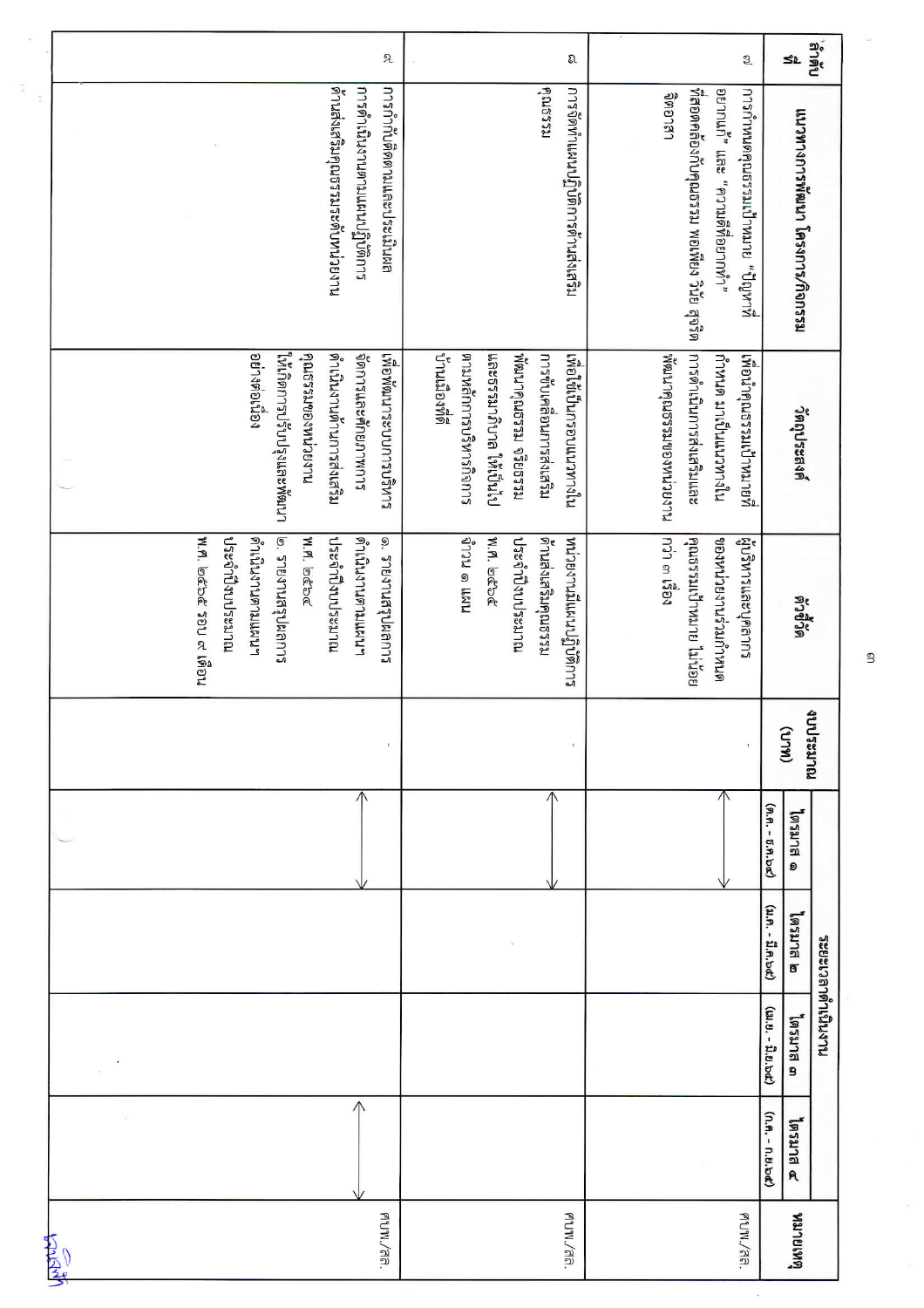| ลำดับที่ | แนวทางการพัฒนา โครงการ/กิจกรรม | วัตถุประสงค์ | ตัวชี้วัด | งบประมาณ (บาท) | ระยะเวลาดำเนินงาน | | | | หมายเหตุ |
|---|---|---|---|---|---|---|---|---|---|
| | | | | | ไตรมาส ๑ (ต.ค. - ธ.ค.๖๗) | ไตรมาส ๒ (ม.ค. - มี.ค.๖๘) | ไตรมาส ๓ (เม.ย. - มิ.ย.๖๘) | ไตรมาส ๔ (ก.ค. - ก.ย.๖๘) | |
| ๓ | การกำหนดคุณธรรมเป้าหมาย "ปัญหาที่อยากแก้" และ "ความดีที่อยากทำ" ที่สอดคล้องกับคุณธรรม พอเพียง วินัย สุจริต จิตอาสา | เพื่อนำคุณธรรมเป้าหมายที่กำหนด มาเป็นแนวทางใน การดำเนินการส่งเสริมและพัฒนาคุณธรรมของหน่วยงาน | ผู้บริหารและบุคลากรของหน่วยงานร่วมกำหนดคุณธรรมเป้าหมาย ไม่น้อยกว่า ๓ เรื่อง | - | ←→ | | | | ศนพ./สธ. |
| ๔ | การจัดทำแผนปฏิบัติการด้านส่งเสริมคุณธรรม | เพื่อใช้เป็นกรอบแนวทางใน การขับเคลื่อนการส่งเสริมพัฒนาคุณธรรม จริยธรรม และธรรมาภิบาล ให้เป็นไปตามหลักการบริหารกิจการบ้านเมืองที่ดี | หน่วยงานมีแผนปฏิบัติการด้านส่งเสริมคุณธรรมประจำปีงบประมาณ พ.ศ. ๒๕๖๘ จำนวน ๑ แผน | - | ←→ | | | | ศนพ./สธ. |
| ๕ | การกำกับติดตามและประเมินผลการดำเนินงานตามแผนปฏิบัติการด้านส่งเสริมคุณธรรมระดับหน่วยงาน | เพื่อพัฒนาระบบการบริหารจัดการและศักยภาพการดำเนินงานด้านการส่งเสริมคุณธรรมของหน่วยงาน ให้เกิดการปรับปรุงและพัฒนาอย่างต่อเนื่อง | ๑. รายงานสรุปผลการดำเนินงานตามแผนฯ ประจำปีงบประมาณ พ.ศ. ๒๕๖๗<br>๒. รายงานสรุปผลการดำเนินงานตามแผนฯ ประจำปีงบประมาณ พ.ศ. ๒๕๖๘ รอบ ๙ เดือน | - | ←→ | | | ←→ | ศนพ./สธ. |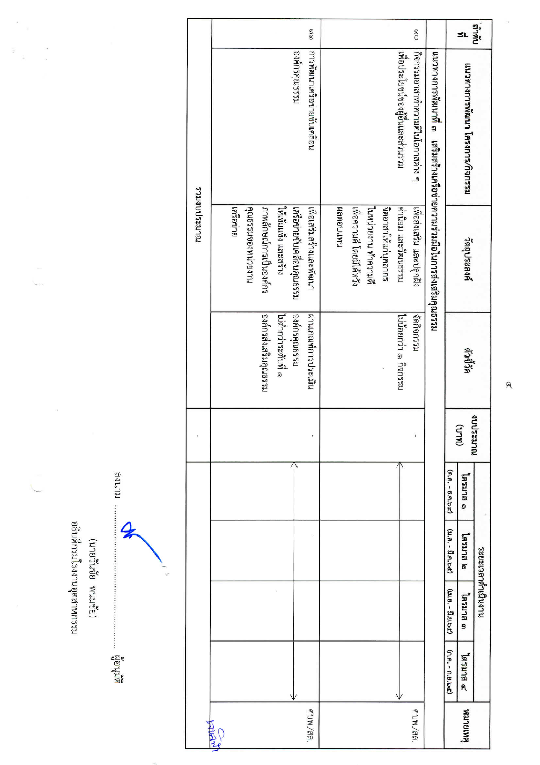| ลำดับที่ | แนวทางการพัฒนา โครงการ/กิจกรรม | วัตถุประสงค์ | ตัวชี้วัด | งบประมาณ (บาท) | ระยะเวลาดำเนินงาน ไตรมาส ๑ (ต.ค. - ธ.ค.๖๘) | ไตรมาส ๒ (ม.ค. - มี.ค.๖๙) | ไตรมาส ๓ (เม.ย. - มิ.ย.๖๙) | ไตรมาส ๔ (ก.ค. - ก.ย.๖๙) | หมายเหตุ |
|---|---|---|---|---|---|---|---|---|---|
| | **แนวทางการพัฒนาที่ ๓ เสริมสร้างเครือข่ายความร่วมมือในการส่งเสริมคุณธรรม** | | | | | | | | |
| ๑๐ | กิจกรรมอาสาทำความดีในโอกาสต่าง ๆ เพื่อประโยชน์ของผู้อื่นและส่วนรวม | เพื่อส่งเสริม และปลูกฝังค่านิยม และวัฒนธรรมจิตอาสาให้แก่บุคลากรในหน่วยงาน ทำความดีเพื่อความดี โดยมิได้หวังผลตอบแทน | จัดกิจกรรมไม่น้อยกว่า ๑ กิจกรรม | - | ← | → | → | → | ศนพ./สล. |
| ๑๑ | การพัฒนาเครือข่ายขับเคลื่อนองค์กรคุณธรรม | เพื่อเสริมสร้างและพัฒนาเครือข่ายขับเคลื่อนคุณธรรมให้เข้มแข็ง และสร้างภาพลักษณ์การเป็นองค์กรคุณธรรมของหน่วยงานเครือข่าย | ผ่านเกณฑ์การประเมินองค์กรคุณธรรม ไม่ต่ำกว่าระดับที่ ๑ องค์กรส่งเสริมคุณธรรม | - | ← | → | → | → | ศนพ./สล. |
| | รวมงบประมาณ | | | - | | | | | |

ลงชื่อ ........................................ ผู้อนุมัติ

(นายจุลพงษ์ ทวีศรี)

อธิบดีกรมโรงงานอุตสาหกรรม